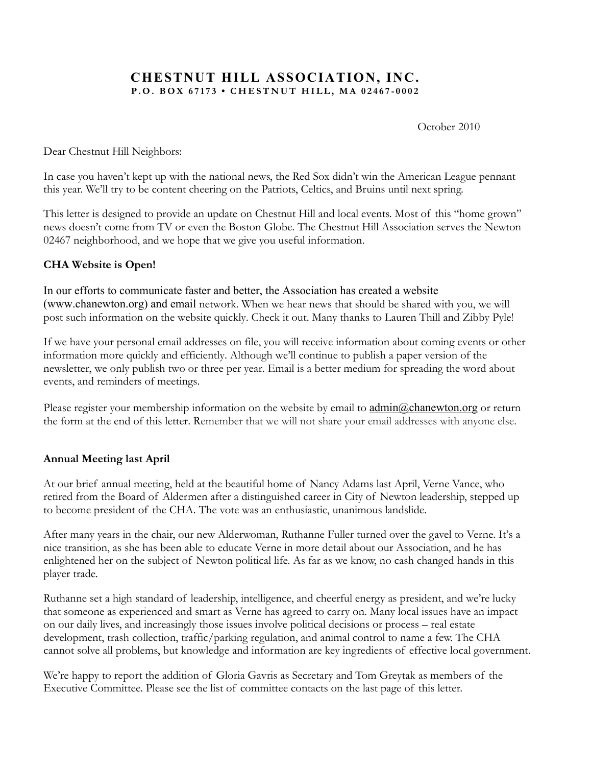# CHESTNUT HILL ASSOCIATION, INC.

**P.O. BOX 67173 • CHESTNUT HILL, MA 02467-0002**

October 2010

Dear Chestnut Hill Neighbors:

In case you haven't kept up with the national news, the Red Sox didn't win the American League pennant this year. We'll try to be content cheering on the Patriots, Celtics, and Bruins until next spring.

This letter is designed to provide an update on Chestnut Hill and local events. Most of this "home grown" news doesn't come from TV or even the Boston Globe. The Chestnut Hill Association serves the Newton 02467 neighborhood, and we hope that we give you useful information.

**CHA Website is Open!**

In our efforts to communicate faster and better, the Association has created a website (www.chanewton.org) and email network. When we hear news that should be shared with you, we will post such information on the website quickly. Check it out. Many thanks to Lauren Thill and Zibby Pyle!

If we have your personal email addresses on file, you will receive information about coming events or other information more quickly and efficiently. Although we'll continue to publish a paper version of the newsletter, we only publish two or three per year. Email is a better medium for spreading the word about events, and reminders of meetings.

Please register your membership information on the website by email to admin@chanewton.org or return the form at the end of this letter. Remember that we will not share your email addresses with anyone else.

**Annual Meeting last April**

At our brief annual meeting, held at the beautiful home of Nancy Adams last April, Verne Vance, who retired from the Board of Aldermen after a distinguished career in City of Newton leadership, stepped up to become president of the CHA. The vote was an enthusiastic, unanimous landslide.

After many years in the chair, our new Alderwoman, Ruthanne Fuller turned over the gavel to Verne. It's a nice transition, as she has been able to educate Verne in more detail about our Association, and he has enlightened her on the subject of Newton political life. As far as we know, no cash changed hands in this player trade.

Ruthanne set a high standard of leadership, intelligence, and cheerful energy as president, and we're lucky that someone as experienced and smart as Verne has agreed to carry on. Many local issues have an impact on our daily lives, and increasingly those issues involve political decisions or process – real estate development, trash collection, traffic/parking regulation, and animal control to name a few. The CHA cannot solve all problems, but knowledge and information are key ingredients of effective local government.

We're happy to report the addition of Gloria Gavris as Secretary and Tom Greytak as members of the Executive Committee. Please see the list of committee contacts on the last page of this letter.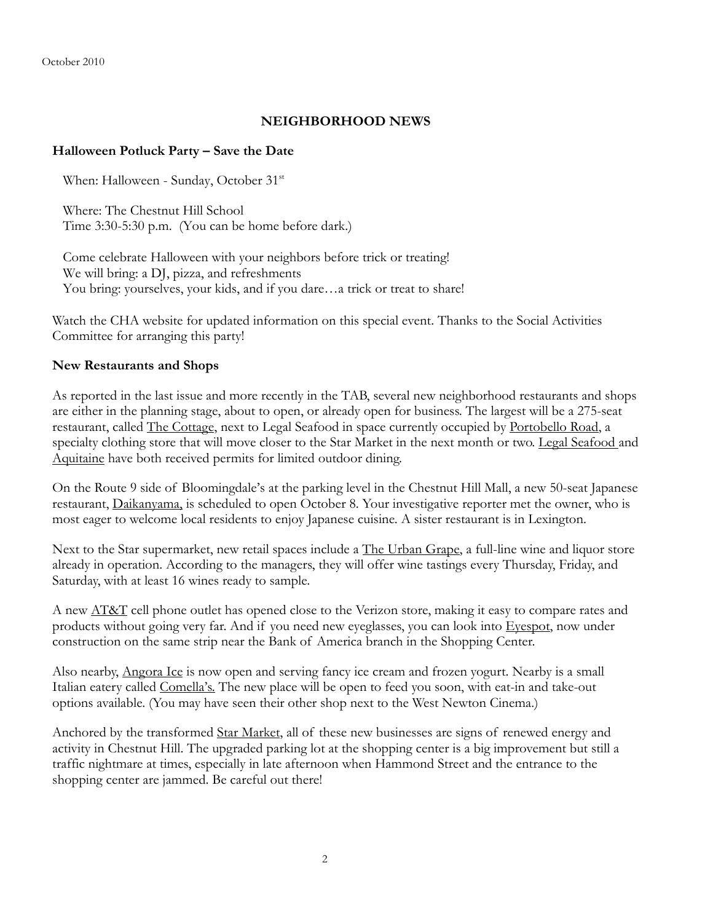October 2010

## NEIGHBORHOOD NEWS

### Halloween Potluck Party – Save the Date

When: Halloween - Sunday, October 31st

Where: The Chestnut Hill School
Time 3:30-5:30 p.m. (You can be home before dark.)

Come celebrate Halloween with your neighbors before trick or treating!
We will bring: a DJ, pizza, and refreshments
You bring: yourselves, your kids, and if you dare…a trick or treat to share!

Watch the CHA website for updated information on this special event. Thanks to the Social Activities Committee for arranging this party!

### New Restaurants and Shops

As reported in the last issue and more recently in the TAB, several new neighborhood restaurants and shops are either in the planning stage, about to open, or already open for business. The largest will be a 275-seat restaurant, called The Cottage, next to Legal Seafood in space currently occupied by Portobello Road, a specialty clothing store that will move closer to the Star Market in the next month or two. Legal Seafood and Aquitaine have both received permits for limited outdoor dining.

On the Route 9 side of Bloomingdale's at the parking level in the Chestnut Hill Mall, a new 50-seat Japanese restaurant, Daikanyama, is scheduled to open October 8. Your investigative reporter met the owner, who is most eager to welcome local residents to enjoy Japanese cuisine. A sister restaurant is in Lexington.

Next to the Star supermarket, new retail spaces include a The Urban Grape, a full-line wine and liquor store already in operation. According to the managers, they will offer wine tastings every Thursday, Friday, and Saturday, with at least 16 wines ready to sample.

A new AT&T cell phone outlet has opened close to the Verizon store, making it easy to compare rates and products without going very far. And if you need new eyeglasses, you can look into Eyespot, now under construction on the same strip near the Bank of America branch in the Shopping Center.

Also nearby, Angora Ice is now open and serving fancy ice cream and frozen yogurt. Nearby is a small Italian eatery called Comella's. The new place will be open to feed you soon, with eat-in and take-out options available. (You may have seen their other shop next to the West Newton Cinema.)

Anchored by the transformed Star Market, all of these new businesses are signs of renewed energy and activity in Chestnut Hill. The upgraded parking lot at the shopping center is a big improvement but still a traffic nightmare at times, especially in late afternoon when Hammond Street and the entrance to the shopping center are jammed. Be careful out there!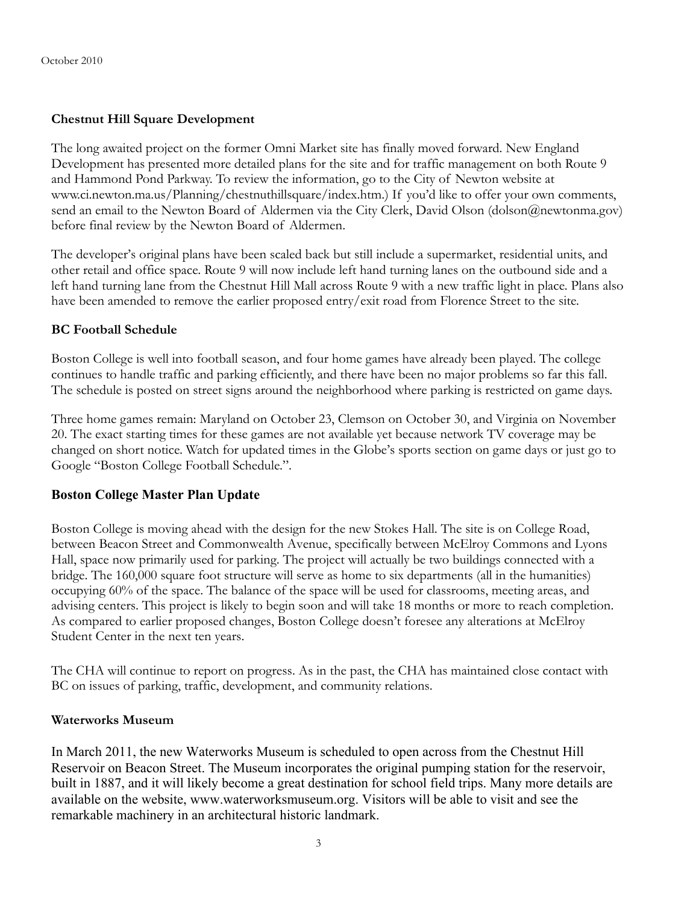### Chestnut Hill Square Development

The long awaited project on the former Omni Market site has finally moved forward. New England Development has presented more detailed plans for the site and for traffic management on both Route 9 and Hammond Pond Parkway. To review the information, go to the City of Newton website at www.ci.newton.ma.us/Planning/chestnuthillsquare/index.htm.) If you'd like to offer your own comments, send an email to the Newton Board of Aldermen via the City Clerk, David Olson (dolson@newtonma.gov) before final review by the Newton Board of Aldermen.

The developer's original plans have been scaled back but still include a supermarket, residential units, and other retail and office space. Route 9 will now include left hand turning lanes on the outbound side and a left hand turning lane from the Chestnut Hill Mall across Route 9 with a new traffic light in place. Plans also have been amended to remove the earlier proposed entry/exit road from Florence Street to the site.

### BC Football Schedule

Boston College is well into football season, and four home games have already been played. The college continues to handle traffic and parking efficiently, and there have been no major problems so far this fall. The schedule is posted on street signs around the neighborhood where parking is restricted on game days.

Three home games remain: Maryland on October 23, Clemson on October 30, and Virginia on November 20. The exact starting times for these games are not available yet because network TV coverage may be changed on short notice. Watch for updated times in the Globe's sports section on game days or just go to Google "Boston College Football Schedule.".

### Boston College Master Plan Update

Boston College is moving ahead with the design for the new Stokes Hall. The site is on College Road, between Beacon Street and Commonwealth Avenue, specifically between McElroy Commons and Lyons Hall, space now primarily used for parking. The project will actually be two buildings connected with a bridge. The 160,000 square foot structure will serve as home to six departments (all in the humanities) occupying 60% of the space. The balance of the space will be used for classrooms, meeting areas, and advising centers. This project is likely to begin soon and will take 18 months or more to reach completion. As compared to earlier proposed changes, Boston College doesn't foresee any alterations at McElroy Student Center in the next ten years.

The CHA will continue to report on progress. As in the past, the CHA has maintained close contact with BC on issues of parking, traffic, development, and community relations.

### Waterworks Museum

In March 2011, the new Waterworks Museum is scheduled to open across from the Chestnut Hill Reservoir on Beacon Street. The Museum incorporates the original pumping station for the reservoir, built in 1887, and it will likely become a great destination for school field trips. Many more details are available on the website, www.waterworksmuseum.org. Visitors will be able to visit and see the remarkable machinery in an architectural historic landmark.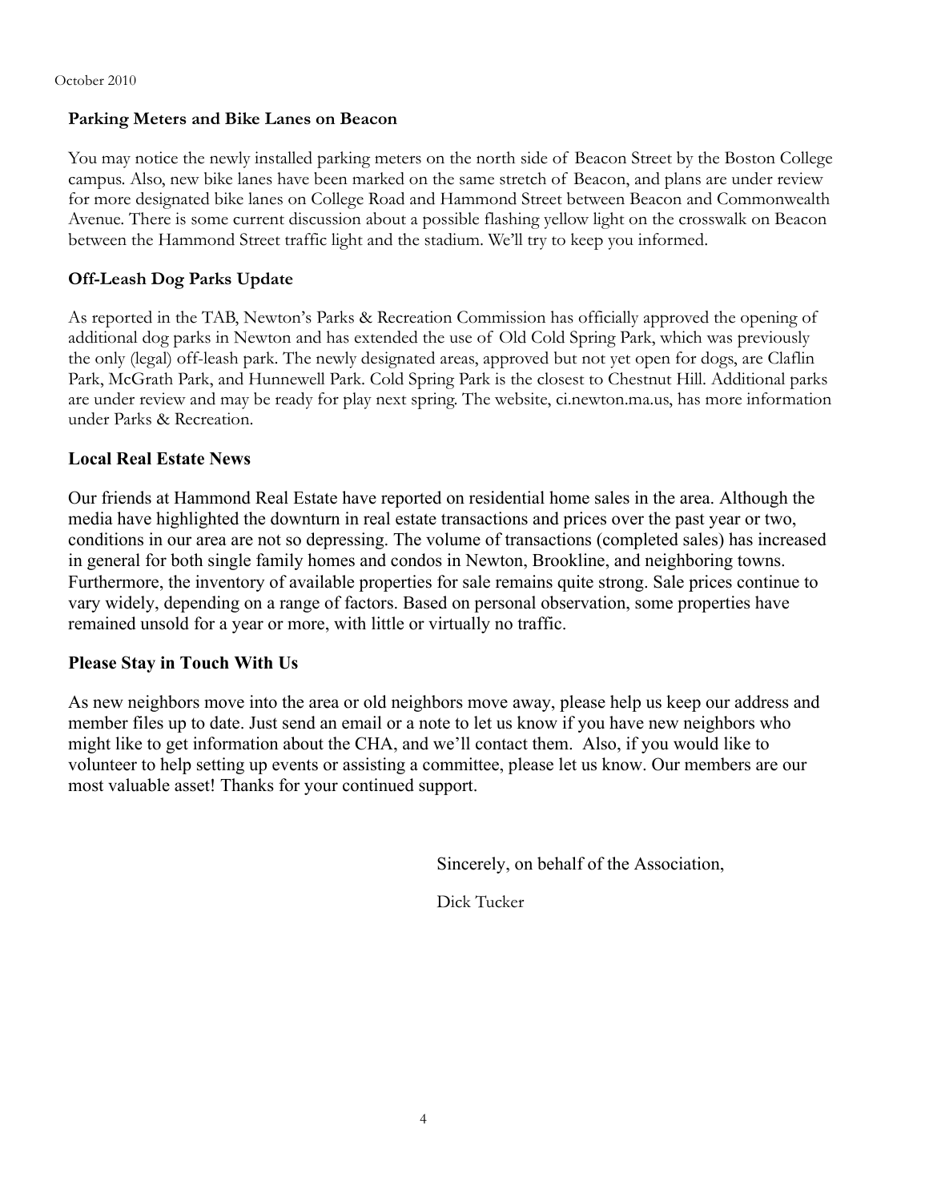### Parking Meters and Bike Lanes on Beacon

You may notice the newly installed parking meters on the north side of Beacon Street by the Boston College campus. Also, new bike lanes have been marked on the same stretch of Beacon, and plans are under review for more designated bike lanes on College Road and Hammond Street between Beacon and Commonwealth Avenue. There is some current discussion about a possible flashing yellow light on the crosswalk on Beacon between the Hammond Street traffic light and the stadium. We'll try to keep you informed.

### Off-Leash Dog Parks Update

As reported in the TAB, Newton's Parks & Recreation Commission has officially approved the opening of additional dog parks in Newton and has extended the use of Old Cold Spring Park, which was previously the only (legal) off-leash park. The newly designated areas, approved but not yet open for dogs, are Claflin Park, McGrath Park, and Hunnewell Park. Cold Spring Park is the closest to Chestnut Hill. Additional parks are under review and may be ready for play next spring. The website, ci.newton.ma.us, has more information under Parks & Recreation.

### Local Real Estate News

Our friends at Hammond Real Estate have reported on residential home sales in the area. Although the media have highlighted the downturn in real estate transactions and prices over the past year or two, conditions in our area are not so depressing. The volume of transactions (completed sales) has increased in general for both single family homes and condos in Newton, Brookline, and neighboring towns. Furthermore, the inventory of available properties for sale remains quite strong. Sale prices continue to vary widely, depending on a range of factors. Based on personal observation, some properties have remained unsold for a year or more, with little or virtually no traffic.

### Please Stay in Touch With Us

As new neighbors move into the area or old neighbors move away, please help us keep our address and member files up to date. Just send an email or a note to let us know if you have new neighbors who might like to get information about the CHA, and we'll contact them. Also, if you would like to volunteer to help setting up events or assisting a committee, please let us know. Our members are our most valuable asset! Thanks for your continued support.

Sincerely, on behalf of the Association,

Dick Tucker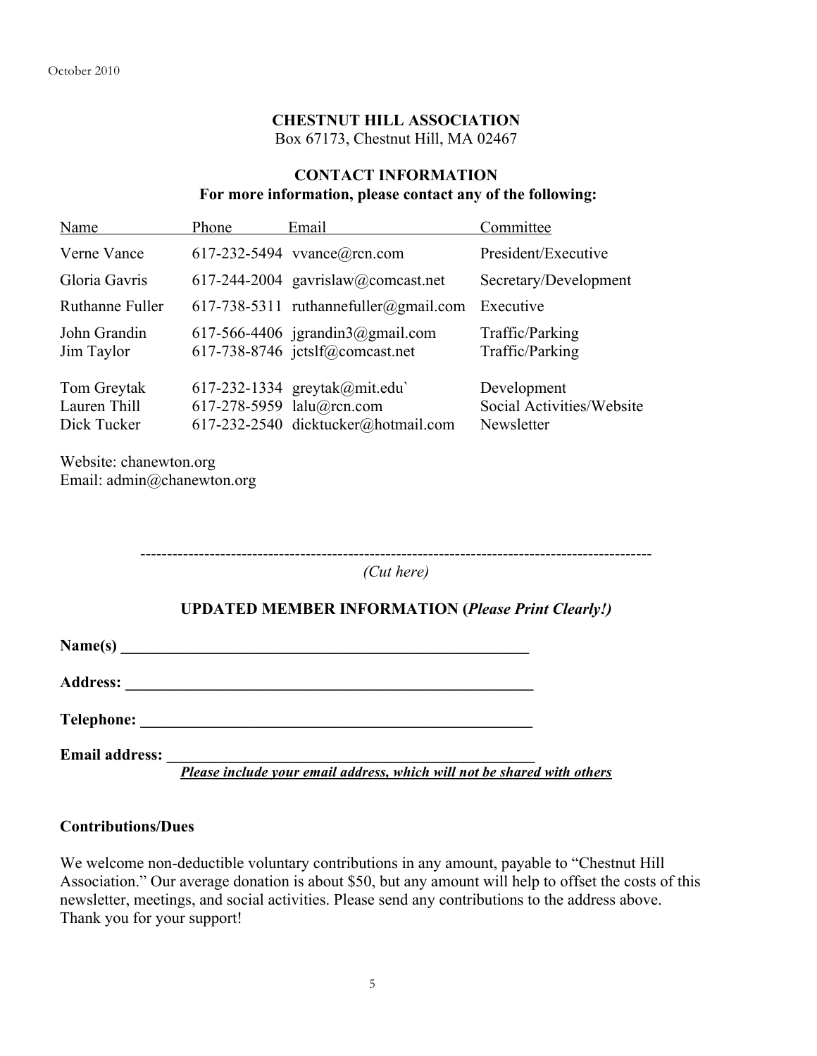October 2010

**CHESTNUT HILL ASSOCIATION**
Box 67173, Chestnut Hill, MA 02467

**CONTACT INFORMATION**
**For more information, please contact any of the following:**

| Name | Phone | Email | Committee |
|---|---|---|---|
| Verne Vance | 617-232-5494 | vvance@rcn.com | President/Executive |
| Gloria Gavris | 617-244-2004 | gavrislaw@comcast.net | Secretary/Development |
| Ruthanne Fuller | 617-738-5311 | ruthannefuller@gmail.com | Executive |
| John Grandin | 617-566-4406 | jgrandin3@gmail.com | Traffic/Parking |
| Jim Taylor | 617-738-8746 | jctslf@comcast.net | Traffic/Parking |
| Tom Greytak | 617-232-1334 | greytak@mit.edu` | Development |
| Lauren Thill | 617-278-5959 | lalu@rcn.com | Social Activities/Website |
| Dick Tucker | 617-232-2540 | dicktucker@hotmail.com | Newsletter |

Website: chanewton.org
Email: admin@chanewton.org

---

*(Cut here)*

**UPDATED MEMBER INFORMATION (*Please Print Clearly!)***

**Name(s)** ______________________________________________

**Address:** ______________________________________________

**Telephone:** ____________________________________________

**Email address:** _________________________________________

***Please include your email address, which will not be shared with others***

**Contributions/Dues**

We welcome non-deductible voluntary contributions in any amount, payable to "Chestnut Hill Association." Our average donation is about $50, but any amount will help to offset the costs of this newsletter, meetings, and social activities. Please send any contributions to the address above. Thank you for your support!